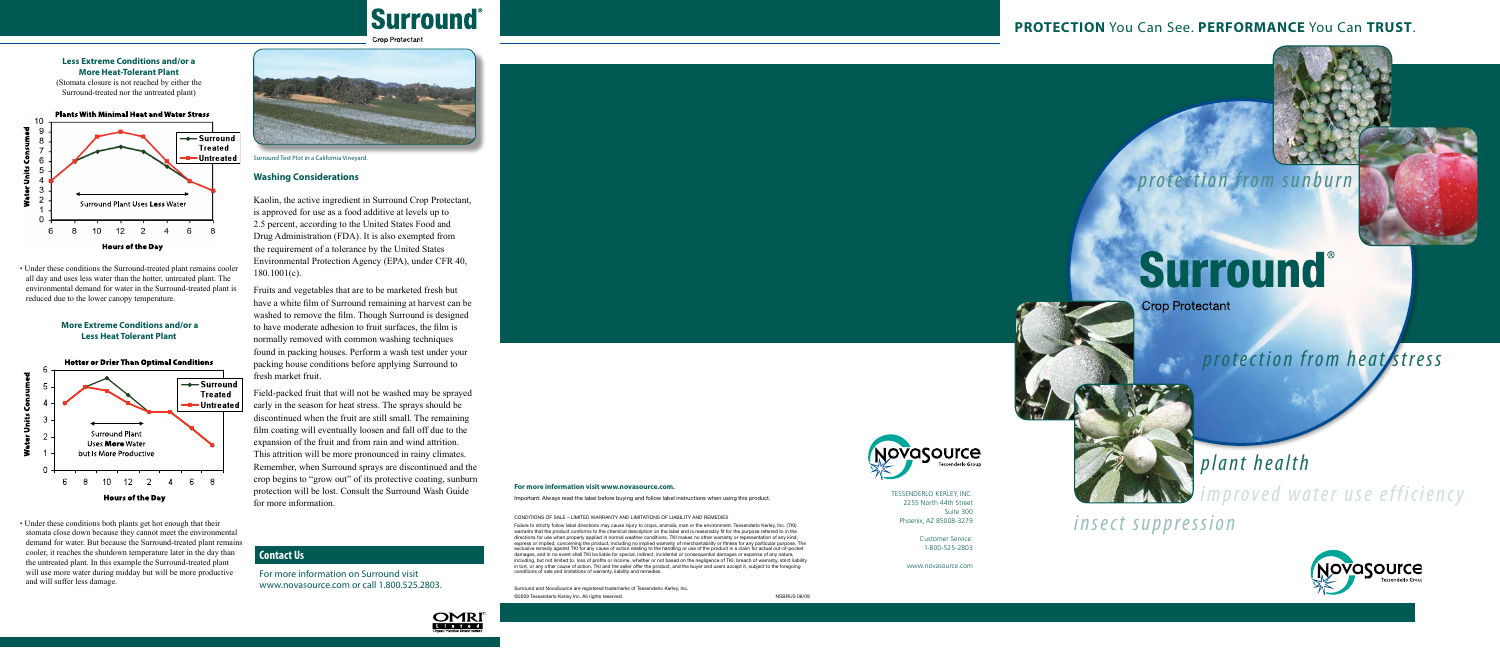### Less Extreme Conditions and/or a More Heat-Tolerant Plant

(Stomata closure is not reached by either the Surround-treated nor the untreated plant)

**Plants With Minimal Heat and Water Stress**

Water Units Consumed

Surround Treated
Untreated

Surround Plant Uses Less Water

Hours of the Day

- Under these conditions the Surround-treated plant remains cooler all day and uses less water than the hotter, untreated plant. The environmental demand for water in the Surround-treated plant is reduced due to the lower canopy temperature.

### More Extreme Conditions and/or a Less Heat Tolerant Plant

**Hotter or Drier Than Optimal Conditions**

Water Units Consumed

Surround Treated
Untreated

Surround Plant Uses **More** Water but Is More Productive

Hours of the Day

- Under these conditions both plants get hot enough that their stomata close down because they cannot meet the environmental demand for water. But because the Surround-treated plant remains cooler, it reaches the shutdown temperature later in the day than the untreated plant. In this example the Surround-treated plant will use more water during midday but will be more productive and will suffer less damage.

# Surround®

Crop Protectant

Surround Test Plot in a California Vineyard.

### Washing Considerations

Kaolin, the active ingredient in Surround Crop Protectant, is approved for use as a food additive at levels up to 2.5 percent, according to the United States Food and Drug Administration (FDA). It is also exempted from the requirement of a tolerance by the United States Environmental Protection Agency (EPA), under CFR 40, 180.1001(c).

Fruits and vegetables that are to be marketed fresh but have a white film of Surround remaining at harvest can be washed to remove the film. Though Surround is designed to have moderate adhesion to fruit surfaces, the film is normally removed with common washing techniques found in packing houses. Perform a wash test under your packing house conditions before applying Surround to fresh market fruit.

Field-packed fruit that will not be washed may be sprayed early in the season for heat stress. The sprays should be discontinued when the fruit are still small. The remaining film coating will eventually loosen and fall off due to the expansion of the fruit and from rain and wind attrition. This attrition will be more pronounced in rainy climates. Remember, when Surround sprays are discontinued and the crop begins to "grow out" of its protective coating, sunburn protection will be lost. Consult the Surround Wash Guide for more information.

### Contact Us

For more information on Surround visit www.novasource.com or call 1.800.525.2803.

OMRI Listed

**For more information visit www.novasource.com.**

Important: Always read the label before buying and follow label instructions when using this product.

CONDITIONS OF SALE – LIMITED WARRANTY AND LIMITATIONS OF LIABILITY AND REMEDIES

Failure to strictly follow label directions may cause injury to crops, animals, man or the environment. Tessenderlo Kerley, Inc. (TKI) warrants that the product conforms to the chemical description on the label and is reasonably fit for the purpose referred to in the directions for use when properly applied in normal weather conditions. TKI makes no other warranty or representation of any kind, express or implied, concerning the product, including no implied warranty of merchantability or fitness for any particular purpose. The exclusive remedy against TKI for any cause of action relating to the handling or use of the product is a claim for actual out-of-pocket damages, and in no event shall TKI be liable for special, indirect, incidental or consequential damages or expense of any nature, including, but not limited to, loss of profits or income, whether or not based on the negligence of TKI, breach of warranty, strict liability in tort, or any other cause of action. TKI and the seller offer the product, and the buyer and users accept it, subject to the foregoing conditions of sale and limitations of warranty, liability and remedies.

Surround and NovaSource are registered trademarks of Tessenderlo Kerley, Inc.
©2009 Tessenderlo Kerley Inc. All rights reserved. NSSRUS 08/09

NovaSource Tessenderlo Group

TESSENDERLO KERLEY, INC.
2255 North 44th Street
Suite 300
Phoenix, AZ 85008-3279

Customer Service:
1-800-525-2803

www.novasource.com

**PROTECTION** You Can See. **PERFORMANCE** You Can **TRUST**.

*protection from sunburn*

# Surround®

Crop Protectant

*protection from heat stress*

*plant health*

*improved water use efficiency*

*insect suppression*

NovaSource Tessenderlo Group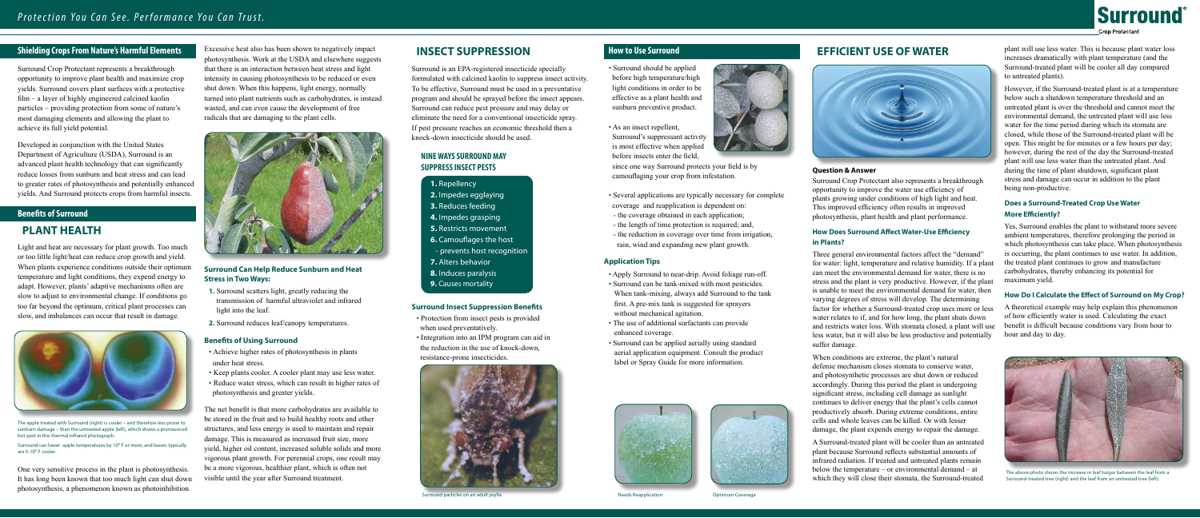# Protection You Can See. Performance You Can Trust.

## Shielding Crops From Nature's Harmful Elements

Surround Crop Protectant represents a breakthrough opportunity to improve plant health and maximize crop yields. Surround covers plant surfaces with a protective film – a layer of highly engineered calcined kaolin particles – providing protection from some of nature's most damaging elements and allowing the plant to achieve its full yield potential.

Developed in conjunction with the United States Department of Agriculture (USDA), Surround is an advanced plant health technology that can significantly reduce losses from sunburn and heat stress and can lead to greater rates of photosynthesis and potentially enhanced yields. And Surround protects crops from harmful insects.

## Benefits of Surround

# PLANT HEALTH

Light and heat are necessary for plant growth. Too much or too little light/heat can reduce crop growth and yield. When plants experience conditions outside their optimum temperature and light conditions, they expend energy to adapt. However, plants' adaptive mechanisms often are slow to adjust to environmental change. If conditions go too far beyond the optimum, critical plant processes can slow, and imbalances can occur that result in damage.

The apple treated with Surround (right) is cooler – and therefore less prone to sunburn damage – than the untreated apple (left), which shows a pronounced hot spot in this thermal infrared photograph.

Surround can lower apple temperatures by 10° F or more, and leaves typically are 5-10° F cooler.

One very sensitive process in the plant is photosynthesis. It has long been known that too much light can shut down photosynthesis, a phenomenon known as photoinhibition.

Excessive heat also has been shown to negatively impact photosynthesis. Work at the USDA and elsewhere suggests that there is an interaction between heat stress and light intensity in causing photosynthesis to be reduced or even shut down. When this happens, light energy, normally turned into plant nutrients such as carbohydrates, is instead wasted, and can even cause the development of free radicals that are damaging to the plant cells.

### Surround Can Help Reduce Sunburn and Heat Stress in Two Ways:

1. Surround scatters light, greatly reducing the transmission of harmful ultraviolet and infrared light into the leaf.
2. Surround reduces leaf/canopy temperatures.

### Benefits of Using Surround

- Achieve higher rates of photosynthesis in plants under heat stress.
- Keep plants cooler. A cooler plant may use less water.
- Reduce water stress, which can result in higher rates of photosynthesis and greater yields.

The net benefit is that more carbohydrates are available to be stored in the fruit and to build healthy roots and other structures, and less energy is used to maintain and repair damage. This is measured as increased fruit size, more yield, higher oil content, increased soluble solids and more vigorous plant growth. For perennial crops, one result may be a more vigorous, healthier plant, which is often not visible until the year after Surround treatment.

# INSECT SUPPRESSION

Surround is an EPA-registered insecticide specially formulated with calcined kaolin to suppress insect activity. To be effective, Surround must be used in a preventative program and should be sprayed before the insect appears. Surround can reduce pest pressure and may delay or eliminate the need for a conventional insecticide spray. If pest pressure reaches an economic threshold then a knock-down insecticide should be used.

### NINE WAYS SURROUND MAY SUPPRESS INSECT PESTS

1. Repellency
2. Impedes egglaying
3. Reduces feeding
4. Impedes grasping
5. Restricts movement
6. Camouflages the host
   - prevents host recognition
7. Alters behavior
8. Induces paralysis
9. Causes mortality

### Surround Insect Suppression Benefits

- Protection from insect pests is provided when used preventatively.
- Integration into an IPM program can aid in the reduction in the use of knock-down, resistance-prone insecticides.

Surround particles on an adult psylla

## How to Use Surround

- Surround should be applied before high temperature/high light conditions in order to be effective as a plant health and sunburn preventive product.
- As an insect repellent, Surround's suppressant activity is most effective when applied before insects enter the field, since one way Surround protects your field is by camouflaging your crop from infestation.
- Several applications are typically necessary for complete coverage and reapplication is dependent on:
  - the coverage obtained in each application;
  - the length of time protection is required; and,
  - the reduction in coverage over time from irrigation, rain, wind and expanding new plant growth.

### Application Tips

- Apply Surround to near-drip. Avoid foliage run-off.
- Surround can be tank-mixed with most pesticides. When tank-mixing, always add Surround to the tank first. A pre-mix tank is suggested for sprayers without mechanical agitation.
- The use of additional surfactants can provide enhanced coverage.
- Surround can be applied aerially using standard aerial application equipment. Consult the product label or Spray Guide for more information.

Needs Reapplication

Optimum Coverage

# EFFICIENT USE OF WATER

### Question & Answer

Surround Crop Protectant also represents a breakthrough opportunity to improve the water use efficiency of plants growing under conditions of high light and heat. This improved efficiency often results in improved photosynthesis, plant health and plant performance.

### How Does Surround Affect Water-Use Efficiency in Plants?

Three general environmental factors affect the "demand" for water: light, temperature and relative humidity. If a plant can meet the environmental demand for water, there is no stress and the plant is very productive. However, if the plant is unable to meet the environmental demand for water, then varying degrees of stress will develop. The determining factor for whether a Surround-treated crop uses more or less water relates to if, and for how long, the plant shuts down and restricts water loss. With stomata closed, a plant will use less water, but it will also be less productive and potentially suffer damage.

When conditions are extreme, the plant's natural defense mechanism closes stomata to conserve water, and photosynthetic processes are shut down or reduced accordingly. During this period the plant is undergoing significant stress, including cell damage as sunlight continues to deliver energy that the plant's cells cannot productively absorb. During extreme conditions, entire cells and whole leaves can be killed. Or with lesser damage, the plant expends energy to repair the damage.

A Surround-treated plant will be cooler than an untreated plant because Surround reflects substantial amounts of infrared radiation. If treated and untreated plants remain below the temperature – or environmental demand – at which they will close their stomata, the Surround-treated plant will use less water. This is because plant water loss increases dramatically with plant temperature (and the Surround-treated plant will be cooler all day compared to untreated plants).

However, if the Surround-treated plant is at a temperature below such a shutdown temperature threshold and an untreated plant is over the threshold and cannot meet the environmental demand, the untreated plant will use less water for the time period during which its stomata are closed, while those of the Surround-treated plant will be open. This might be for minutes or a few hours per day; however, during the rest of the day the Surround-treated plant will use less water than the untreated plant. And during the time of plant shutdown, significant plant stress and damage can occur in addition to the plant being non-productive.

### Does a Surround-Treated Crop Use Water More Efficiently?

Yes, Surround enables the plant to withstand more severe ambient temperatures, therefore prolonging the period in which photosynthesis can take place. When photosynthesis is occurring, the plant continues to use water. In addition, the treated plant continues to grow and manufacture carbohydrates, thereby enhancing its potential for maximum yield.

### How Do I Calculate the Effect of Surround on My Crop?

A theoretical example may help explain this phenomenon of how efficiently water is used. Calculating the exact benefit is difficult because conditions vary from hour to hour and day to day.

The above photo shows the increase in leaf turgor between the leaf from a Surround-treated tree (right) and the leaf from an untreated tree (left).